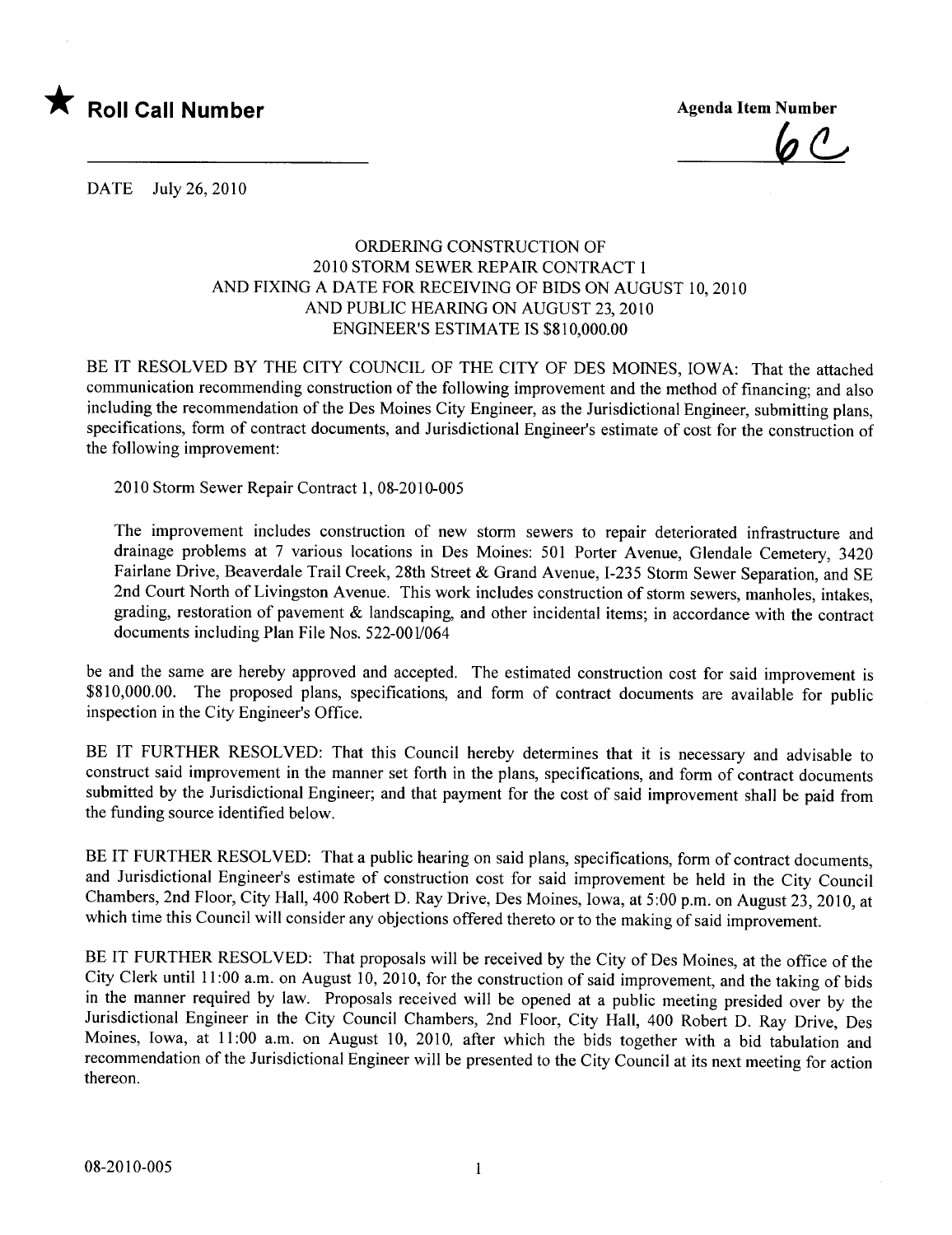★ **Roll Call Number**

Agenda Item Number

6C

DATE July 26, 2010

ORDERING CONSTRUCTION OF
2010 STORM SEWER REPAIR CONTRACT 1
AND FIXING A DATE FOR RECEIVING OF BIDS ON AUGUST 10, 2010
AND PUBLIC HEARING ON AUGUST 23, 2010
ENGINEER'S ESTIMATE IS $810,000.00

BE IT RESOLVED BY THE CITY COUNCIL OF THE CITY OF DES MOINES, IOWA: That the attached communication recommending construction of the following improvement and the method of financing; and also including the recommendation of the Des Moines City Engineer, as the Jurisdictional Engineer, submitting plans, specifications, form of contract documents, and Jurisdictional Engineer's estimate of cost for the construction of the following improvement:

2010 Storm Sewer Repair Contract 1, 08-2010-005

The improvement includes construction of new storm sewers to repair deteriorated infrastructure and drainage problems at 7 various locations in Des Moines: 501 Porter Avenue, Glendale Cemetery, 3420 Fairlane Drive, Beaverdale Trail Creek, 28th Street & Grand Avenue, I-235 Storm Sewer Separation, and SE 2nd Court North of Livingston Avenue. This work includes construction of storm sewers, manholes, intakes, grading, restoration of pavement & landscaping, and other incidental items; in accordance with the contract documents including Plan File Nos. 522-001/064

be and the same are hereby approved and accepted. The estimated construction cost for said improvement is $810,000.00. The proposed plans, specifications, and form of contract documents are available for public inspection in the City Engineer's Office.

BE IT FURTHER RESOLVED: That this Council hereby determines that it is necessary and advisable to construct said improvement in the manner set forth in the plans, specifications, and form of contract documents submitted by the Jurisdictional Engineer; and that payment for the cost of said improvement shall be paid from the funding source identified below.

BE IT FURTHER RESOLVED: That a public hearing on said plans, specifications, form of contract documents, and Jurisdictional Engineer's estimate of construction cost for said improvement be held in the City Council Chambers, 2nd Floor, City Hall, 400 Robert D. Ray Drive, Des Moines, Iowa, at 5:00 p.m. on August 23, 2010, at which time this Council will consider any objections offered thereto or to the making of said improvement.

BE IT FURTHER RESOLVED: That proposals will be received by the City of Des Moines, at the office of the City Clerk until 11:00 a.m. on August 10, 2010, for the construction of said improvement, and the taking of bids in the manner required by law. Proposals received will be opened at a public meeting presided over by the Jurisdictional Engineer in the City Council Chambers, 2nd Floor, City Hall, 400 Robert D. Ray Drive, Des Moines, Iowa, at 11:00 a.m. on August 10, 2010, after which the bids together with a bid tabulation and recommendation of the Jurisdictional Engineer will be presented to the City Council at its next meeting for action thereon.

08-2010-005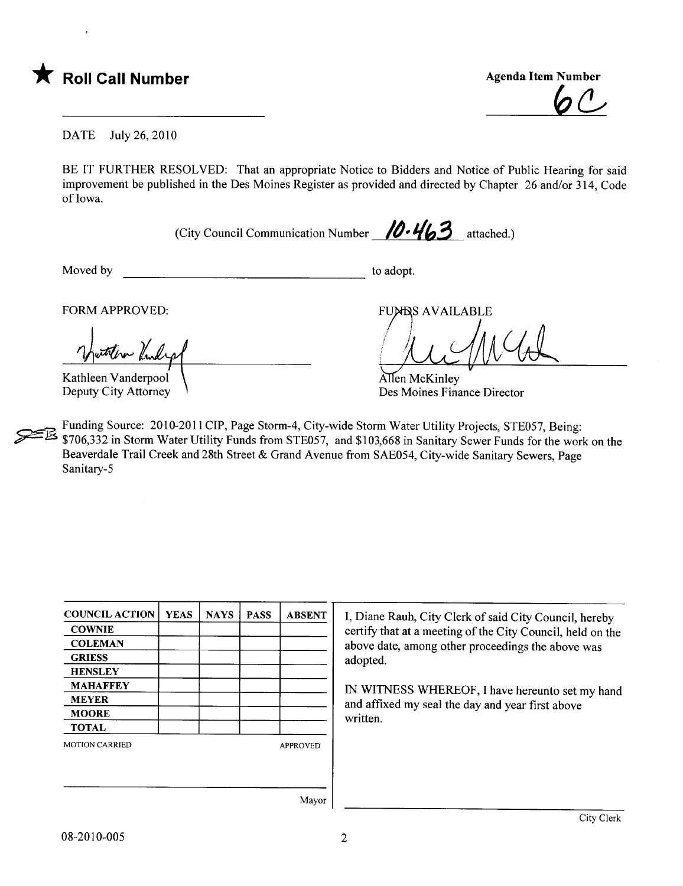★ **Roll Call Number**

**Agenda Item Number**
6C

DATE July 26, 2010

BE IT FURTHER RESOLVED: That an appropriate Notice to Bidders and Notice of Public Hearing for said improvement be published in the Des Moines Register as provided and directed by Chapter 26 and/or 314, Code of Iowa.

(City Council Communication Number 10-463 attached.)

Moved by ______________________________ to adopt.

FORM APPROVED:

Kathleen Vanderpool
Deputy City Attorney

FUNDS AVAILABLE

Allen McKinley
Des Moines Finance Director

Funding Source: 2010-2011 CIP, Page Storm-4, City-wide Storm Water Utility Projects, STE057, Being: $706,332 in Storm Water Utility Funds from STE057, and $103,668 in Sanitary Sewer Funds for the work on the Beaverdale Trail Creek and 28th Street & Grand Avenue from SAE054, City-wide Sanitary Sewers, Page Sanitary-5

| COUNCIL ACTION | YEAS | NAYS | PASS | ABSENT |
|---|---|---|---|---|
| COWNIE | | | | |
| COLEMAN | | | | |
| GRIESS | | | | |
| HENSLEY | | | | |
| MAHAFFEY | | | | |
| MEYER | | | | |
| MOORE | | | | |
| TOTAL | | | | |

MOTION CARRIED APPROVED

______________________________ Mayor

I, Diane Rauh, City Clerk of said City Council, hereby certify that at a meeting of the City Council, held on the above date, among other proceedings the above was adopted.

IN WITNESS WHEREOF, I have hereunto set my hand and affixed my seal the day and year first above written.

______________________________ City Clerk

08-2010-005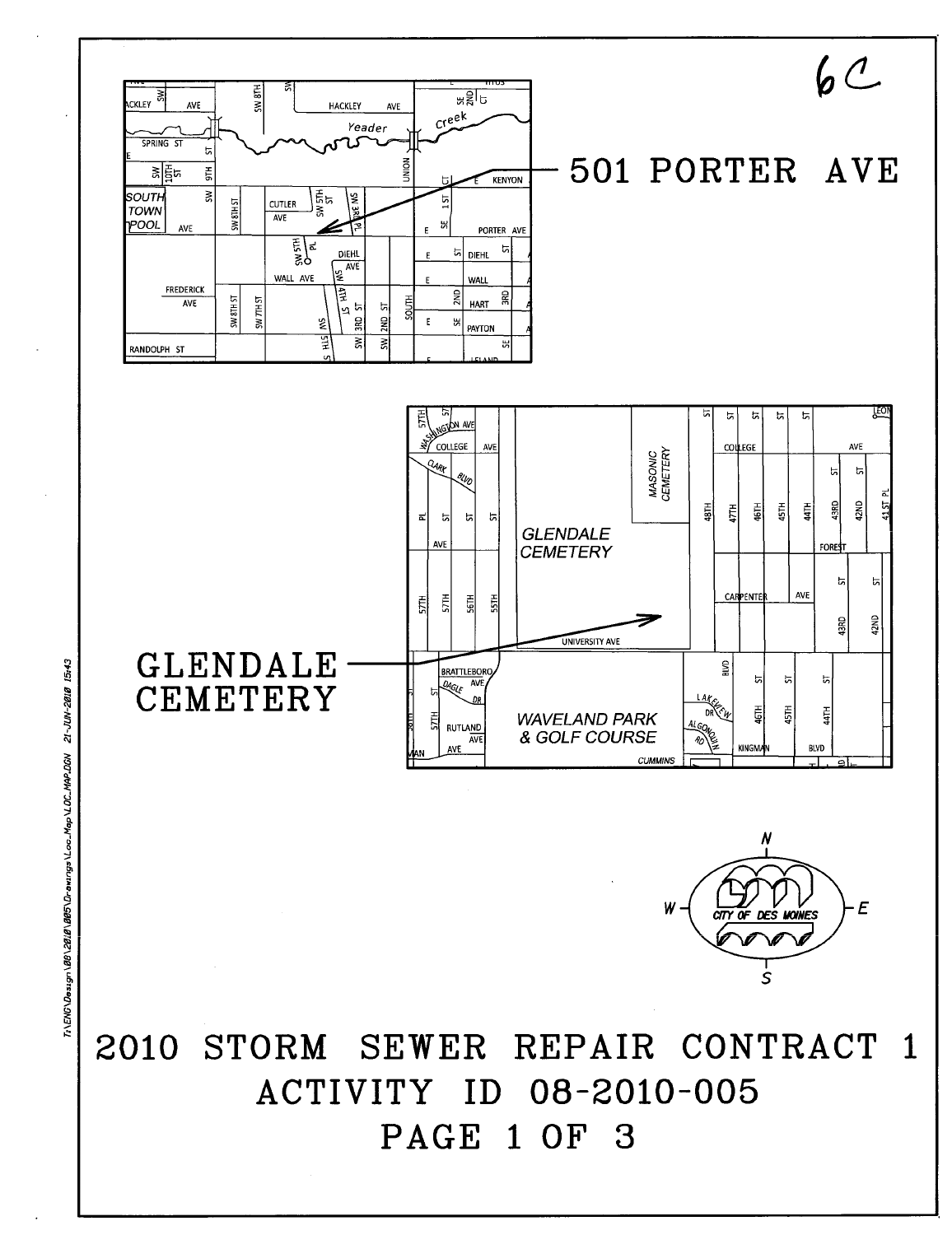6C

501 PORTER AVE

GLENDALE CEMETERY

2010 STORM SEWER REPAIR CONTRACT 1

ACTIVITY ID 08-2010-005

PAGE 1 OF 3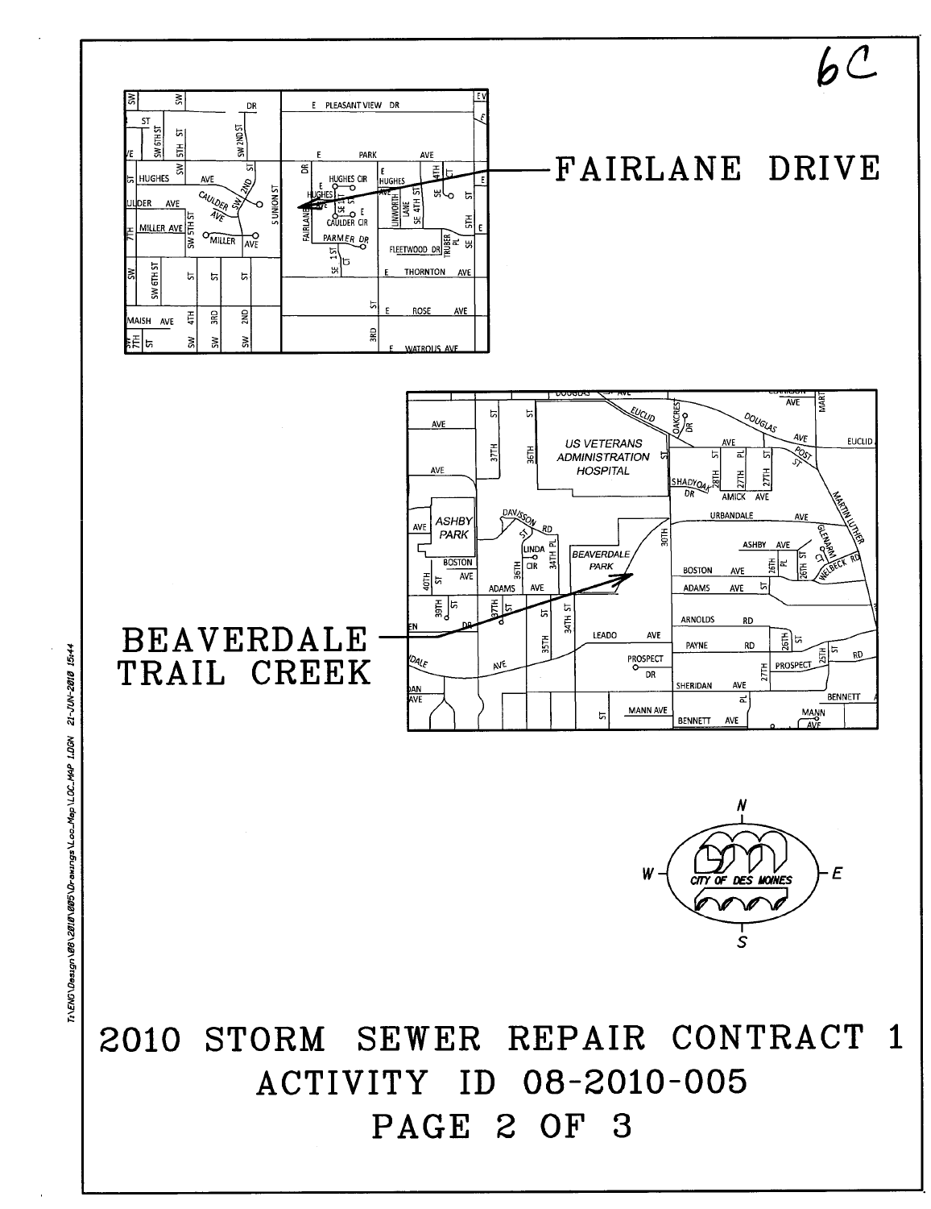6C

FAIRLANE DRIVE

BEAVERDALE TRAIL CREEK

# 2010 STORM SEWER REPAIR CONTRACT 1

## ACTIVITY ID 08-2010-005

## PAGE 2 OF 3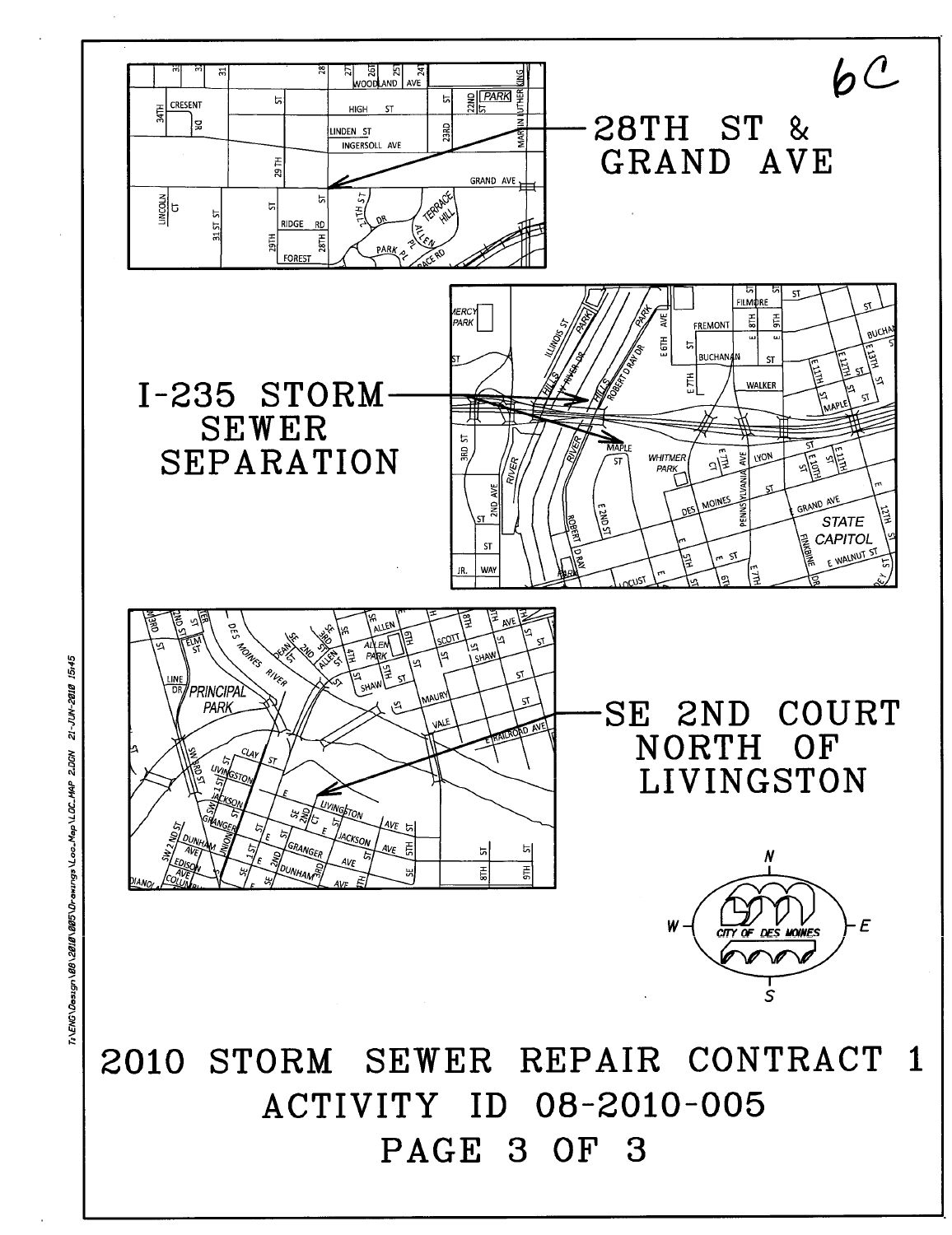6C

28TH ST &
GRAND AVE

I-235 STORM
SEWER
SEPARATION

SE 2ND COURT
NORTH OF
LIVINGSTON

CITY OF DES MOINES

# 2010 STORM SEWER REPAIR CONTRACT 1

# ACTIVITY ID 08-2010-005

# PAGE 3 OF 3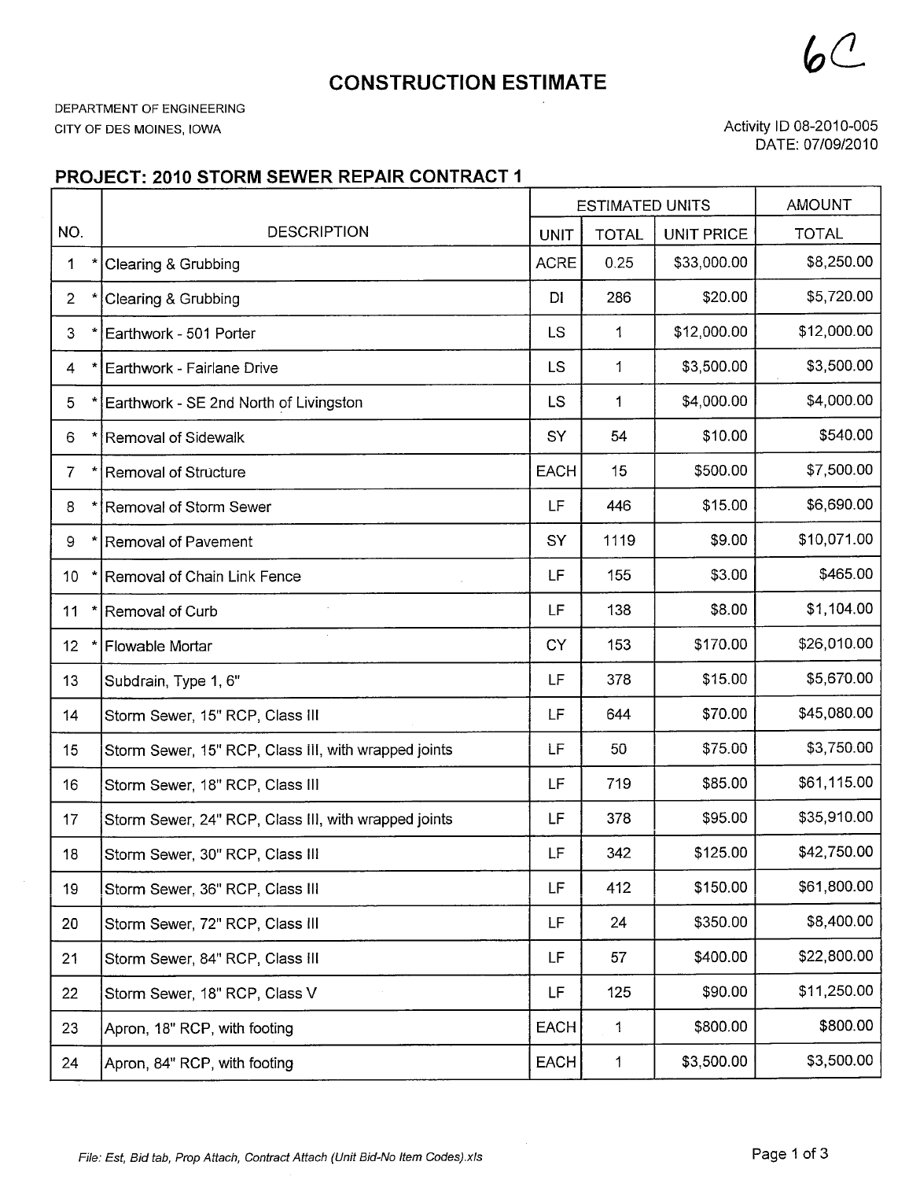6C

# CONSTRUCTION ESTIMATE

DEPARTMENT OF ENGINEERING
CITY OF DES MOINES, IOWA

Activity ID 08-2010-005
DATE: 07/09/2010

## PROJECT: 2010 STORM SEWER REPAIR CONTRACT 1

| NO. | DESCRIPTION | ESTIMATED UNITS | | UNIT PRICE | AMOUNT |
|---|---|---|---|---|---|
| | | UNIT | TOTAL | UNIT PRICE | TOTAL |
| 1 * | Clearing & Grubbing | ACRE | 0.25 | $33,000.00 | $8,250.00 |
| 2 * | Clearing & Grubbing | DI | 286 | $20.00 | $5,720.00 |
| 3 * | Earthwork - 501 Porter | LS | 1 | $12,000.00 | $12,000.00 |
| 4 * | Earthwork - Fairlane Drive | LS | 1 | $3,500.00 | $3,500.00 |
| 5 * | Earthwork - SE 2nd North of Livingston | LS | 1 | $4,000.00 | $4,000.00 |
| 6 * | Removal of Sidewalk | SY | 54 | $10.00 | $540.00 |
| 7 * | Removal of Structure | EACH | 15 | $500.00 | $7,500.00 |
| 8 * | Removal of Storm Sewer | LF | 446 | $15.00 | $6,690.00 |
| 9 * | Removal of Pavement | SY | 1119 | $9.00 | $10,071.00 |
| 10 * | Removal of Chain Link Fence | LF | 155 | $3.00 | $465.00 |
| 11 * | Removal of Curb | LF | 138 | $8.00 | $1,104.00 |
| 12 * | Flowable Mortar | CY | 153 | $170.00 | $26,010.00 |
| 13 | Subdrain, Type 1, 6" | LF | 378 | $15.00 | $5,670.00 |
| 14 | Storm Sewer, 15" RCP, Class III | LF | 644 | $70.00 | $45,080.00 |
| 15 | Storm Sewer, 15" RCP, Class III, with wrapped joints | LF | 50 | $75.00 | $3,750.00 |
| 16 | Storm Sewer, 18" RCP, Class III | LF | 719 | $85.00 | $61,115.00 |
| 17 | Storm Sewer, 24" RCP, Class III, with wrapped joints | LF | 378 | $95.00 | $35,910.00 |
| 18 | Storm Sewer, 30" RCP, Class III | LF | 342 | $125.00 | $42,750.00 |
| 19 | Storm Sewer, 36" RCP, Class III | LF | 412 | $150.00 | $61,800.00 |
| 20 | Storm Sewer, 72" RCP, Class III | LF | 24 | $350.00 | $8,400.00 |
| 21 | Storm Sewer, 84" RCP, Class III | LF | 57 | $400.00 | $22,800.00 |
| 22 | Storm Sewer, 18" RCP, Class V | LF | 125 | $90.00 | $11,250.00 |
| 23 | Apron, 18" RCP, with footing | EACH | 1 | $800.00 | $800.00 |
| 24 | Apron, 84" RCP, with footing | EACH | 1 | $3,500.00 | $3,500.00 |

*File: Est, Bid tab, Prop Attach, Contract Attach (Unit Bid-No Item Codes).xls*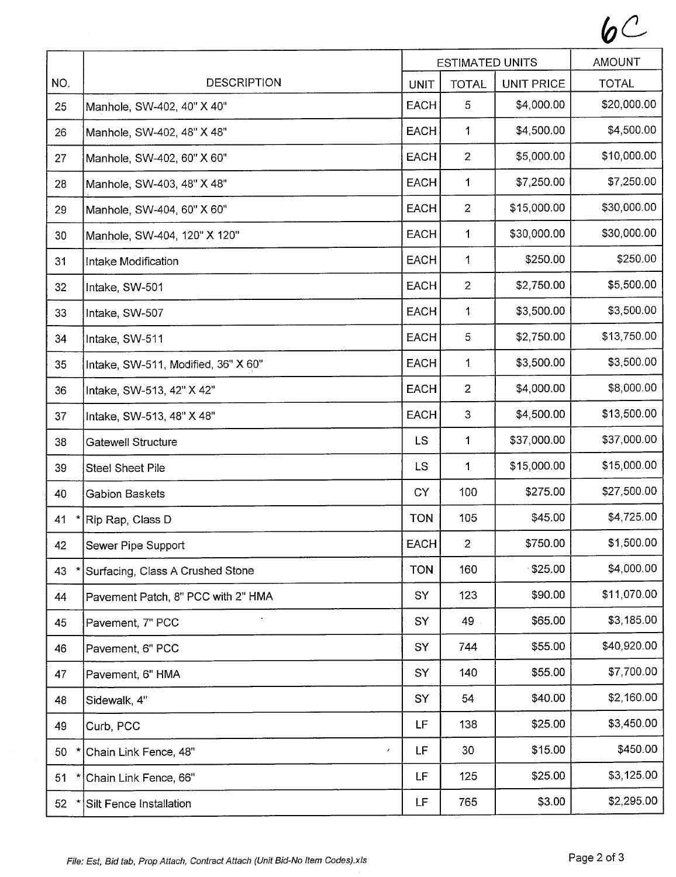6C

| NO. | DESCRIPTION | ESTIMATED UNITS | | | AMOUNT |
|---|---|---|---|---|---|
| | | UNIT | TOTAL | UNIT PRICE | TOTAL |
| 25 | Manhole, SW-402, 40" X 40" | EACH | 5 | $4,000.00 | $20,000.00 |
| 26 | Manhole, SW-402, 48" X 48" | EACH | 1 | $4,500.00 | $4,500.00 |
| 27 | Manhole, SW-402, 60" X 60" | EACH | 2 | $5,000.00 | $10,000.00 |
| 28 | Manhole, SW-403, 48" X 48" | EACH | 1 | $7,250.00 | $7,250.00 |
| 29 | Manhole, SW-404, 60" X 60" | EACH | 2 | $15,000.00 | $30,000.00 |
| 30 | Manhole, SW-404, 120" X 120" | EACH | 1 | $30,000.00 | $30,000.00 |
| 31 | Intake Modification | EACH | 1 | $250.00 | $250.00 |
| 32 | Intake, SW-501 | EACH | 2 | $2,750.00 | $5,500.00 |
| 33 | Intake, SW-507 | EACH | 1 | $3,500.00 | $3,500.00 |
| 34 | Intake, SW-511 | EACH | 5 | $2,750.00 | $13,750.00 |
| 35 | Intake, SW-511, Modified, 36" X 60" | EACH | 1 | $3,500.00 | $3,500.00 |
| 36 | Intake, SW-513, 42" X 42" | EACH | 2 | $4,000.00 | $8,000.00 |
| 37 | Intake, SW-513, 48" X 48" | EACH | 3 | $4,500.00 | $13,500.00 |
| 38 | Gatewell Structure | LS | 1 | $37,000.00 | $37,000.00 |
| 39 | Steel Sheet Pile | LS | 1 | $15,000.00 | $15,000.00 |
| 40 | Gabion Baskets | CY | 100 | $275.00 | $27,500.00 |
| 41 * | Rip Rap, Class D | TON | 105 | $45.00 | $4,725.00 |
| 42 | Sewer Pipe Support | EACH | 2 | $750.00 | $1,500.00 |
| 43 * | Surfacing, Class A Crushed Stone | TON | 160 | $25.00 | $4,000.00 |
| 44 | Pavement Patch, 8" PCC with 2" HMA | SY | 123 | $90.00 | $11,070.00 |
| 45 | Pavement, 7" PCC | SY | 49 | $65.00 | $3,185.00 |
| 46 | Pavement, 6" PCC | SY | 744 | $55.00 | $40,920.00 |
| 47 | Pavement, 6" HMA | SY | 140 | $55.00 | $7,700.00 |
| 48 | Sidewalk, 4" | SY | 54 | $40.00 | $2,160.00 |
| 49 | Curb, PCC | LF | 138 | $25.00 | $3,450.00 |
| 50 * | Chain Link Fence, 48" | LF | 30 | $15.00 | $450.00 |
| 51 * | Chain Link Fence, 66" | LF | 125 | $25.00 | $3,125.00 |
| 52 * | Silt Fence Installation | LF | 765 | $3.00 | $2,295.00 |

*File: Est, Bid tab, Prop Attach, Contract Attach (Unit Bid-No Item Codes).xls*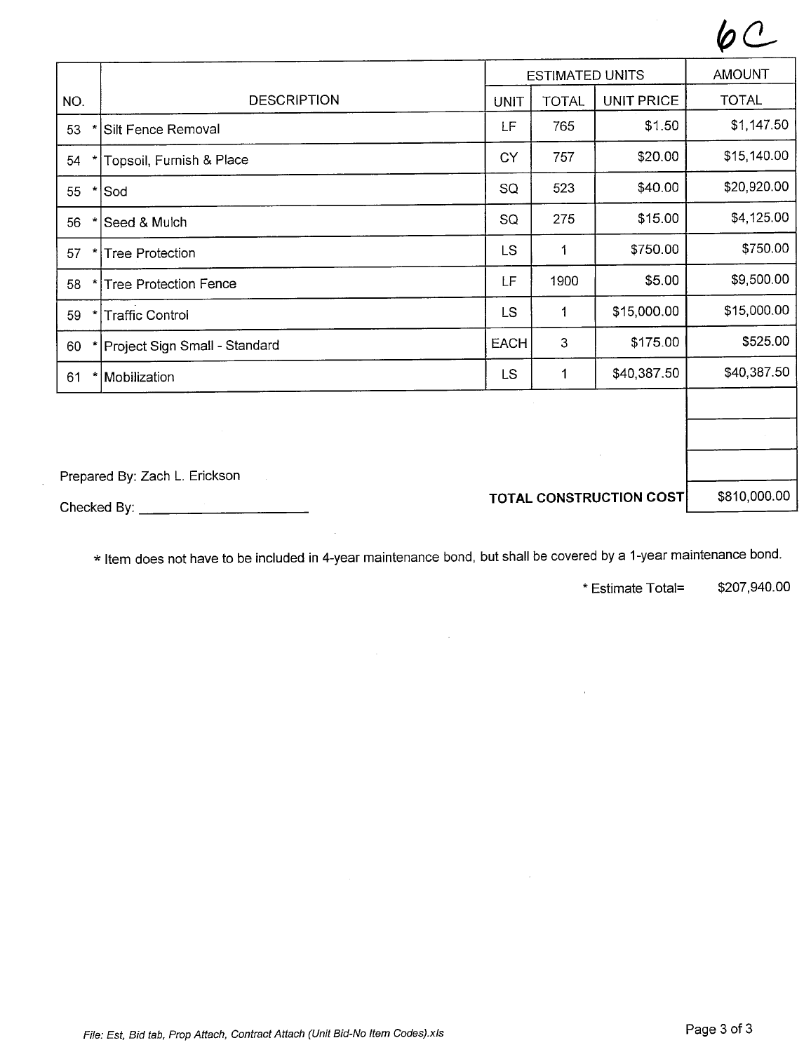6C

| NO. | DESCRIPTION | ESTIMATED UNITS | | | AMOUNT |
|---|---|---|---|---|---|
| | | UNIT | TOTAL | UNIT PRICE | TOTAL |
| 53 * | Silt Fence Removal | LF | 765 | $1.50 | $1,147.50 |
| 54 * | Topsoil, Furnish & Place | CY | 757 | $20.00 | $15,140.00 |
| 55 * | Sod | SQ | 523 | $40.00 | $20,920.00 |
| 56 * | Seed & Mulch | SQ | 275 | $15.00 | $4,125.00 |
| 57 * | Tree Protection | LS | 1 | $750.00 | $750.00 |
| 58 * | Tree Protection Fence | LF | 1900 | $5.00 | $9,500.00 |
| 59 * | Traffic Control | LS | 1 | $15,000.00 | $15,000.00 |
| 60 * | Project Sign Small - Standard | EACH | 3 | $175.00 | $525.00 |
| 61 * | Mobilization | LS | 1 | $40,387.50 | $40,387.50 |
| | | | | | |
| | | | | | |
| | | | | | |
| | | | | TOTAL CONSTRUCTION COST | $810,000.00 |

Prepared By: Zach L. Erickson

Checked By: ______________________

* Item does not have to be included in 4-year maintenance bond, but shall be covered by a 1-year maintenance bond.

* Estimate Total= $207,940.00

*File: Est, Bid tab, Prop Attach, Contract Attach (Unit Bid-No Item Codes).xls*